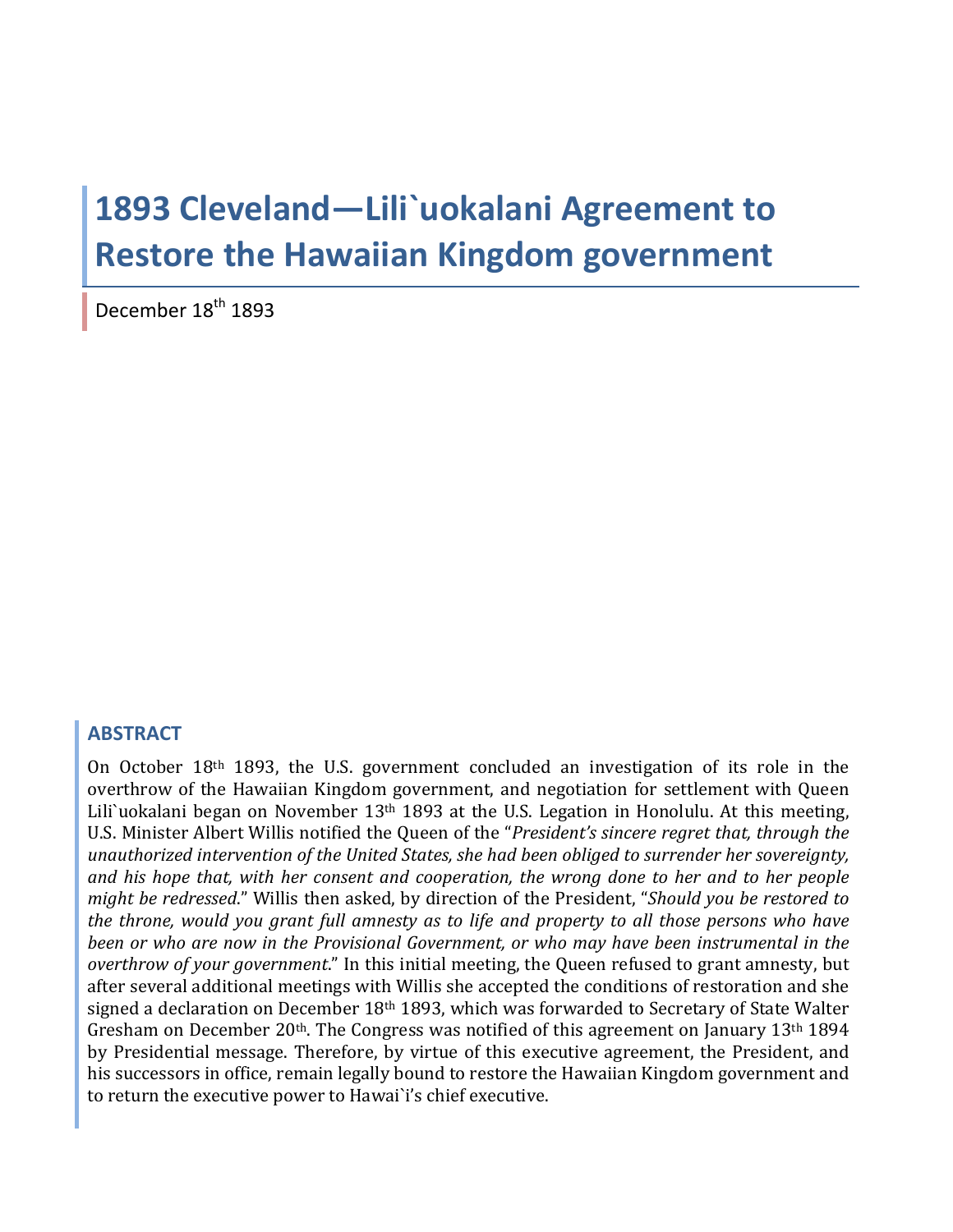# 1893 Cleveland—Lili`uokalani Agreement to Restore the Hawaiian Kingdom government

December 18th 1893

## ABSTRACT

On October 18th 1893, the U.S. government concluded an investigation of its role in the overthrow of the Hawaiian Kingdom government, and negotiation for settlement with Queen Lili`uokalani began on November 13th 1893 at the U.S. Legation in Honolulu. At this meeting, U.S. Minister Albert Willis notified the Queen of the "*President's sincere regret that, through the unauthorized intervention of the United States, she had been obliged to surrender her sovereignty, and his hope that, with her consent and cooperation, the wrong done to her and to her people might be redressed*." Willis then asked, by direction of the President, "*Should you be restored to the throne, would you grant full amnesty as to life and property to all those persons who have been or who are now in the Provisional Government, or who may have been instrumental in the overthrow of your government*." In this initial meeting, the Queen refused to grant amnesty, but after several additional meetings with Willis she accepted the conditions of restoration and she signed a declaration on December 18th 1893, which was forwarded to Secretary of State Walter Gresham on December 20th. The Congress was notified of this agreement on January 13th 1894 by Presidential message. Therefore, by virtue of this executive agreement, the President, and his successors in office, remain legally bound to restore the Hawaiian Kingdom government and to return the executive power to Hawai`i's chief executive.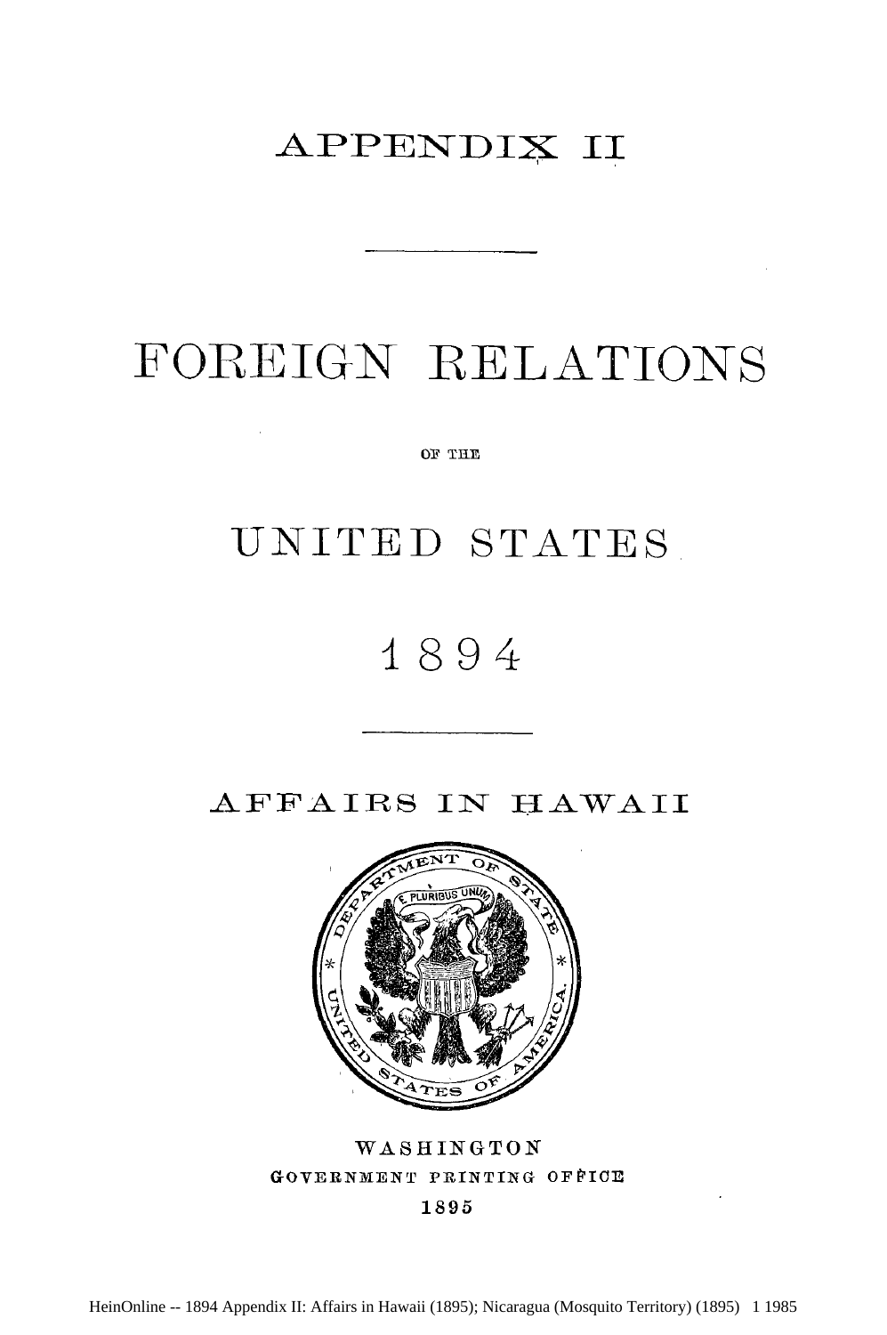# APPENDIX II

# FOREIGN RELATIONS

OF THE

# UNITED STATES

# 1894

## AFFAIRS IN HAWAII

WASHINGTON
GOVERNMENT PRINTING OFFICE
1895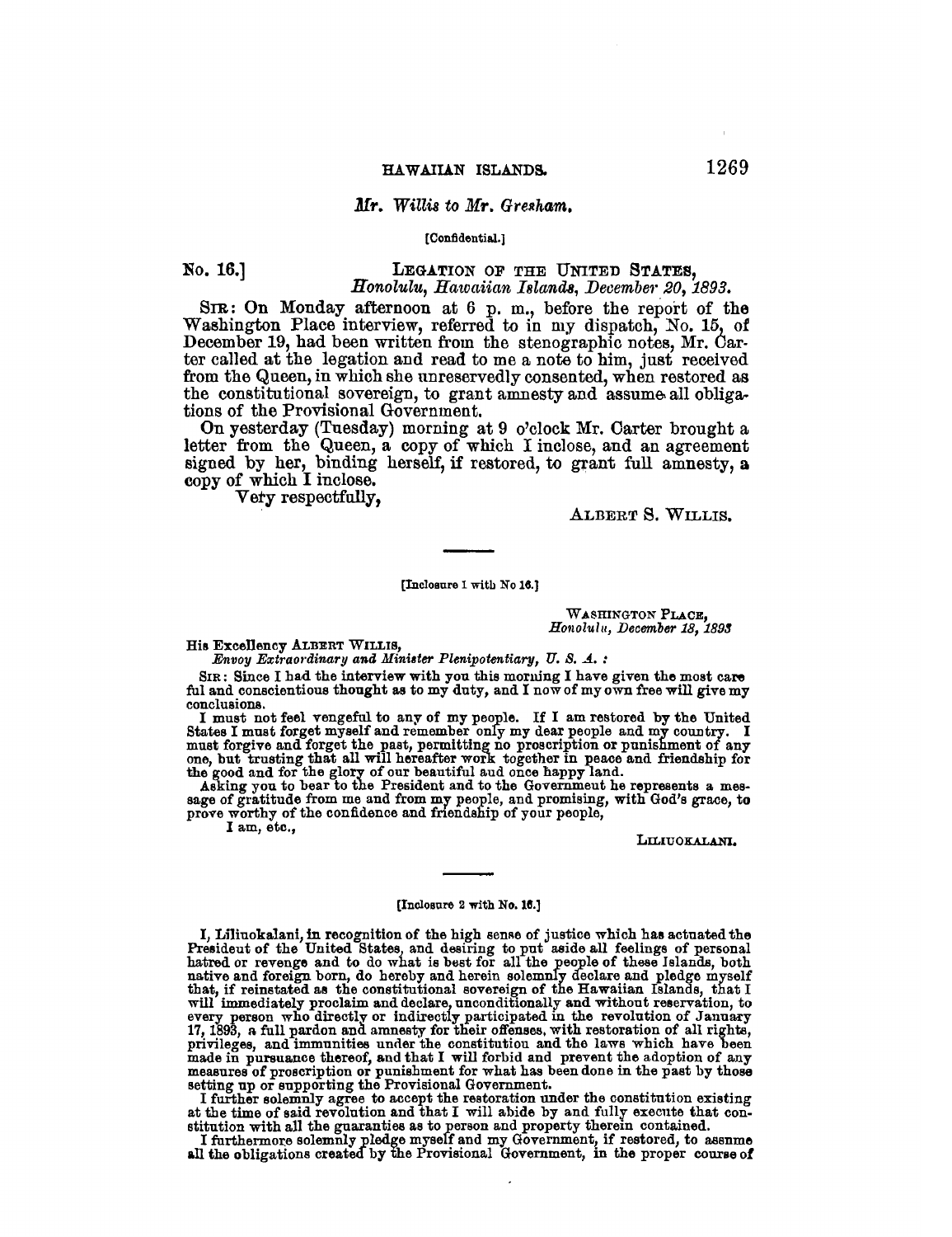### *Mr. Willis to Mr. Gresham.*

[Confidential.]

No. 16.]

LEGATION OF THE UNITED STATES,
*Honolulu, Hawaiian Islands, December 20, 1893.*

SIR: On Monday afternoon at 6 p. m., before the report of the Washington Place interview, referred to in my dispatch, No. 15, of December 19, had been written from the stenographic notes, Mr. Carter called at the legation and read to me a note to him, just received from the Queen, in which she unreservedly consented, when restored as the constitutional sovereign, to grant amnesty and assume all obligations of the Provisional Government.

On yesterday (Tuesday) morning at 9 o'clock Mr. Carter brought a letter from the Queen, a copy of which I inclose, and an agreement signed by her, binding herself, if restored, to grant full amnesty, a copy of which I inclose.

Very respectfully,

ALBERT S. WILLIS.

---

[Inclosure 1 with No 16.]

WASHINGTON PLACE,
*Honolulu, December 18, 1893*

His Excellency ALBERT WILLIS,
*Envoy Extraordinary and Minister Plenipotentiary, U. S. A.* :

SIR: Since I had the interview with you this morning I have given the most careful and conscientious thought as to my duty, and I now of my own free will give my conclusions.

I must not feel vengeful to any of my people. If I am restored by the United States I must forget myself and remember only my dear people and my country. I must forgive and forget the past, permitting no proscription or punishment of any one, but trusting that all will hereafter work together in peace and friendship for the good and for the glory of our beautiful and once happy land.

Asking you to bear to the President and to the Government he represents a message of gratitude from me and from my people, and promising, with God's grace, to prove worthy of the confidence and friendship of your people,

I am, etc.,

LILIUOKALANI.

---

[Inclosure 2 with No. 16.]

I, Liliuokalani, in recognition of the high sense of justice which has actuated the President of the United States, and desiring to put aside all feelings of personal hatred or revenge and to do what is best for all the people of these Islands, both native and foreign born, do hereby and herein solemnly declare and pledge myself that, if reinstated as the constitutional sovereign of the Hawaiian Islands, that I will immediately proclaim and declare, unconditionally and without reservation, to every person who directly or indirectly participated in the revolution of January 17, 1893, a full pardon and amnesty for their offenses, with restoration of all rights, privileges, and immunities under the constitution and the laws which have been made in pursuance thereof, and that I will forbid and prevent the adoption of any measures of proscription or punishment for what has been done in the past by those setting up or supporting the Provisional Government.

I further solemnly agree to accept the restoration under the constitution existing at the time of said revolution and that I will abide by and fully execute that constitution with all the guaranties as to person and property therein contained.

I furthermore solemnly pledge myself and my Government, if restored, to assume all the obligations created by the Provisional Government, in the proper course of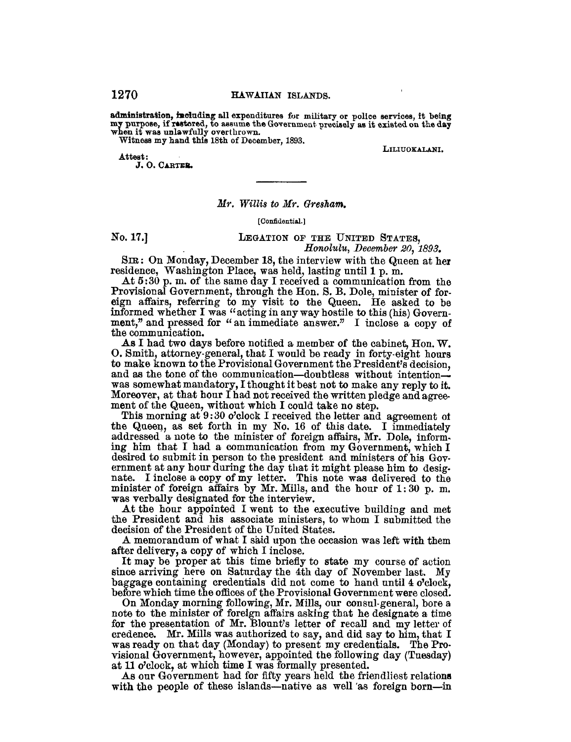**administration, including all expenditures for military or police services, it being my purpose, if restored, to assume the Government precisely as it existed on the day when it was unlawfully overthrown.**

Witness my hand this 18th of December, 1893.

LILIUOKALANI.

Attest:
J. O. CARTER.

---

### *Mr. Willis to Mr. Gresham.*

[Confidential.]

No. 17.] LEGATION OF THE UNITED STATES,
*Honolulu, December 20, 1893.*

SIR: On Monday, December 18, the interview with the Queen at her residence, Washington Place, was held, lasting until 1 p. m.

At 5:30 p. m. of the same day I received a communication from the Provisional Government, through the Hon. S. B. Dole, minister of foreign affairs, referring to my visit to the Queen. He asked to be informed whether I was "acting in any way hostile to this (his) Government," and pressed for "an immediate answer." I inclose a copy of the communication.

As I had two days before notified a member of the cabinet, Hon. W. O. Smith, attorney-general, that I would be ready in forty-eight hours to make known to the Provisional Government the President's decision, and as the tone of the communication—doubtless without intention—was somewhat mandatory, I thought it best not to make any reply to it. Moreover, at that hour I had not received the written pledge and agreement of the Queen, without which I could take no step.

This morning at 9:30 o'clock I received the letter and agreement of the Queen, as set forth in my No. 16 of this date. I immediately addressed a note to the minister of foreign affairs, Mr. Dole, informing him that I had a communication from my Government, which I desired to submit in person to the president and ministers of his Government at any hour during the day that it might please him to designate. I inclose a copy of my letter. This note was delivered to the minister of foreign affairs by Mr. Mills, and the hour of 1:30 p. m. was verbally designated for the interview.

At the hour appointed I went to the executive building and met the President and his associate ministers, to whom I submitted the decision of the President of the United States.

A memorandum of what I said upon the occasion was left with them after delivery, a copy of which I inclose.

It may be proper at this time briefly to state my course of action since arriving here on Saturday the 4th day of November last. My baggage containing credentials did not come to hand until 4 o'clock, before which time the offices of the Provisional Government were closed.

On Monday morning following, Mr. Mills, our consul-general, bore a note to the minister of foreign affairs asking that he designate a time for the presentation of Mr. Blount's letter of recall and my letter of credence. Mr. Mills was authorized to say, and did say to him, that I was ready on that day (Monday) to present my credentials. The Provisional Government, however, appointed the following day (Tuesday) at 11 o'clock, at which time I was formally presented.

As our Government had for fifty years held the friendliest relations with the people of these islands—native as well as foreign born—in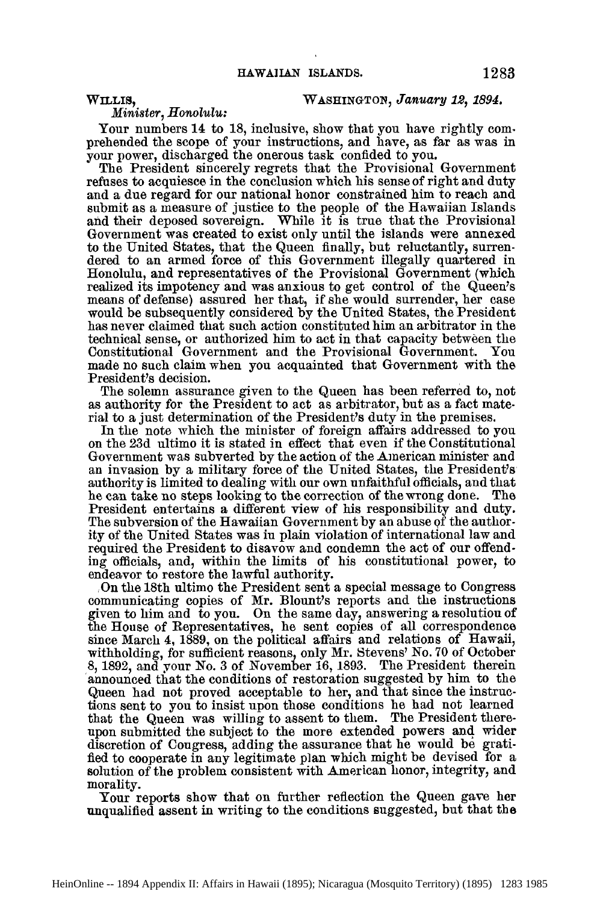WILLIS, WASHINGTON, *January 12, 1894.*
*Minister, Honolulu:*

Your numbers 14 to 18, inclusive, show that you have rightly comprehended the scope of your instructions, and have, as far as was in your power, discharged the onerous task confided to you.

The President sincerely regrets that the Provisional Government refuses to acquiesce in the conclusion which his sense of right and duty and a due regard for our national honor constrained him to reach and submit as a measure of justice to the people of the Hawaiian Islands and their deposed sovereign. While it is true that the Provisional Government was created to exist only until the islands were annexed to the United States, that the Queen finally, but reluctantly, surrendered to an armed force of this Government illegally quartered in Honolulu, and representatives of the Provisional Government (which realized its impotency and was anxious to get control of the Queen's means of defense) assured her that, if she would surrender, her case would be subsequently considered by the United States, the President has never claimed that such action constituted him an arbitrator in the technical sense, or authorized him to act in that capacity between the Constitutional Government and the Provisional Government. You made no such claim when you acquainted that Government with the President's decision.

The solemn assurance given to the Queen has been referred to, not as authority for the President to act as arbitrator, but as a fact material to a just determination of the President's duty in the premises.

In the note which the minister of foreign affairs addressed to you on the 23d ultimo it is stated in effect that even if the Constitutional Government was subverted by the action of the American minister and an invasion by a military force of the United States, the President's authority is limited to dealing with our own unfaithful officials, and that he can take no steps looking to the correction of the wrong done. The President entertains a different view of his responsibility and duty. The subversion of the Hawaiian Government by an abuse of the authority of the United States was in plain violation of international law and required the President to disavow and condemn the act of our offending officials, and, within the limits of his constitutional power, to endeavor to restore the lawful authority.

On the 18th ultimo the President sent a special message to Congress communicating copies of Mr. Blount's reports and the instructions given to him and to you. On the same day, answering a resolution of the House of Representatives, he sent copies of all correspondence since March 4, 1889, on the political affairs and relations of Hawaii, withholding, for sufficient reasons, only Mr. Stevens' No. 70 of October 8, 1892, and your No. 3 of November 16, 1893. The President therein announced that the conditions of restoration suggested by him to the Queen had not proved acceptable to her, and that since the instructions sent to you to insist upon those conditions he had not learned that the Queen was willing to assent to them. The President thereupon submitted the subject to the more extended powers and wider discretion of Congress, adding the assurance that he would be gratified to cooperate in any legitimate plan which might be devised for a solution of the problem consistent with American honor, integrity, and morality.

Your reports show that on further reflection the Queen gave her unqualified assent in writing to the conditions suggested, but that the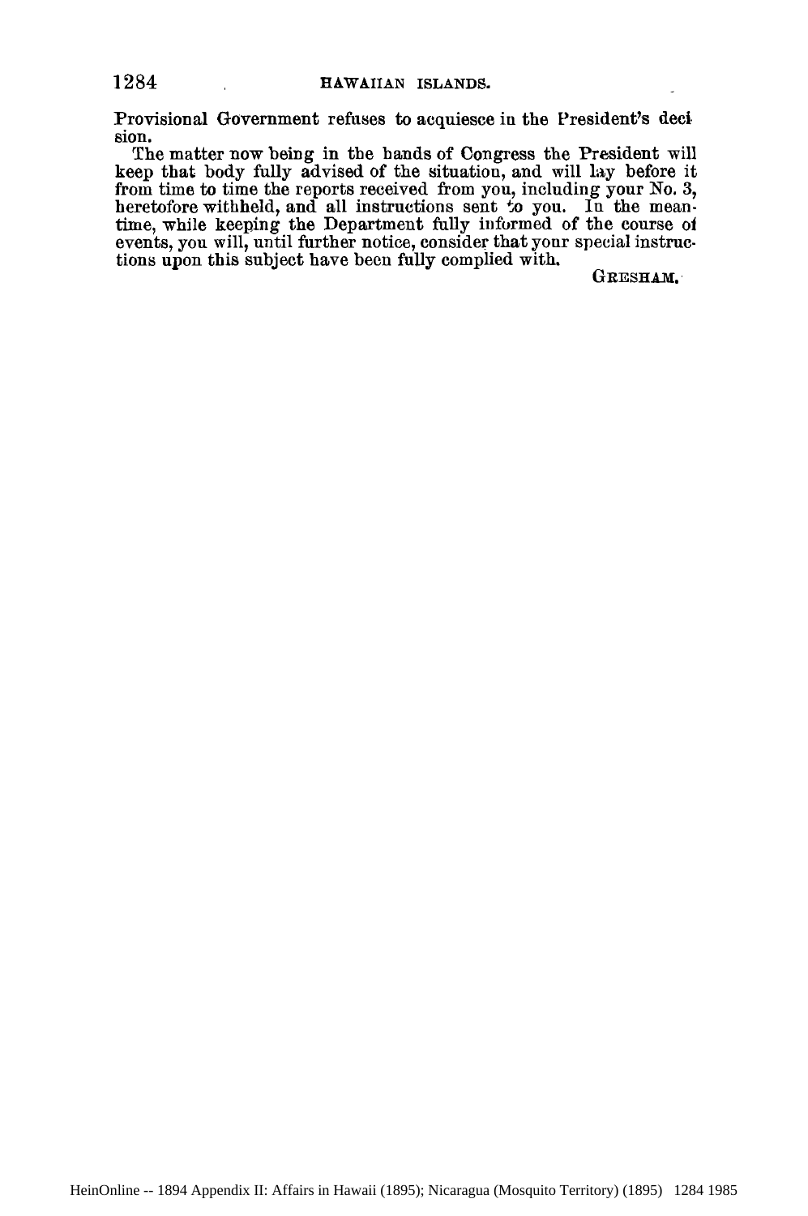Provisional Government refuses to acquiesce in the President's decision.

The matter now being in the hands of Congress the President will keep that body fully advised of the situation, and will lay before it from time to time the reports received from you, including your No. 3, heretofore withheld, and all instructions sent to you. In the meantime, while keeping the Department fully informed of the course of events, you will, until further notice, consider that your special instructions upon this subject have been fully complied with.

GRESHAM.